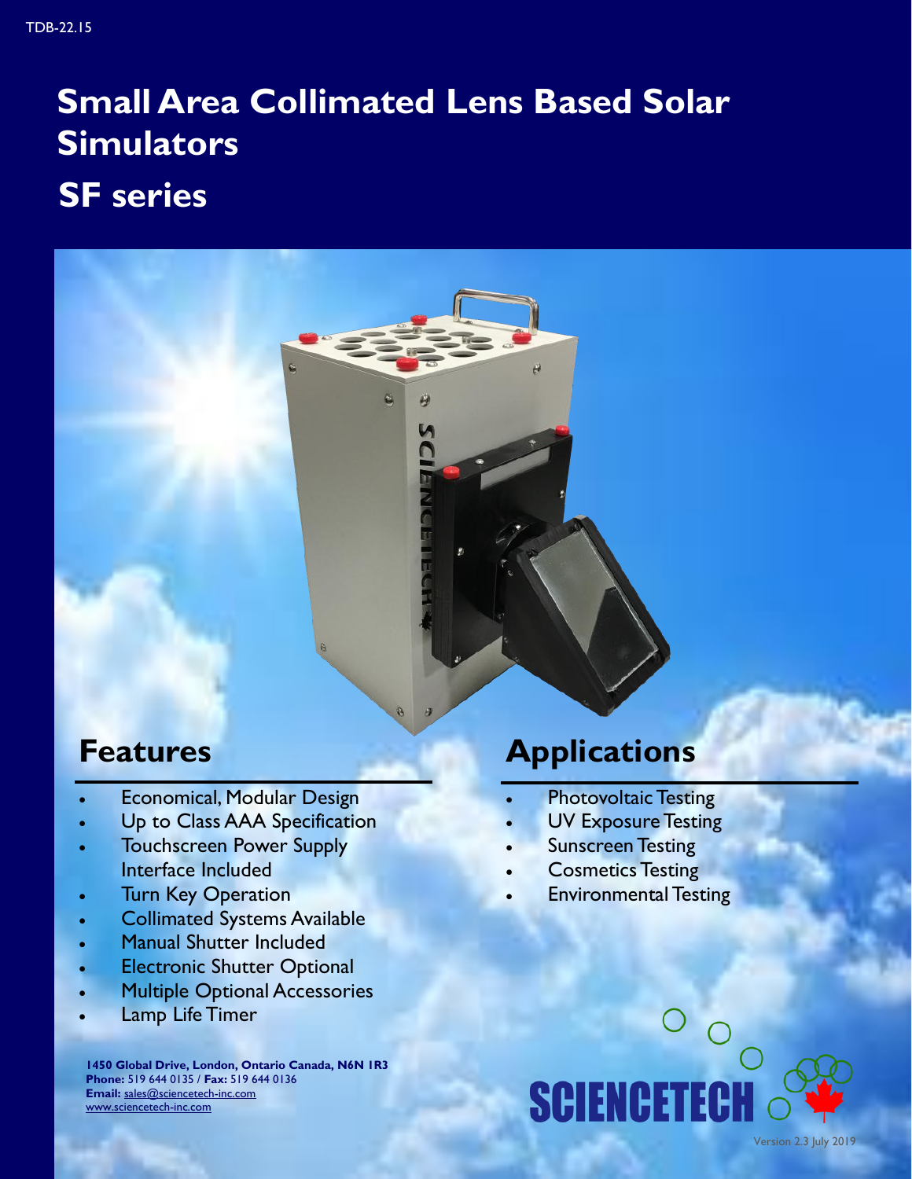TDB-22.15

# Small Area Collimated Lens Based Solar Simulators

## SF series

## Features

- Economical, Modular Design
- Up to Class AAA Specification
- Touchscreen Power Supply Interface Included
- Turn Key Operation
- Collimated Systems Available
- Manual Shutter Included
- Electronic Shutter Optional
- Multiple Optional Accessories
- Lamp Life Timer

## Applications

- Photovoltaic Testing
- UV Exposure Testing
- Sunscreen Testing
- Cosmetics Testing
- Environmental Testing

**1450 Global Drive, London, Ontario Canada, N6N 1R3**
**Phone:** 519 644 0135 / **Fax:** 519 644 0136
**Email:** sales@sciencetech-inc.com
www.sciencetech-inc.com

SCIENCETECH

Version 2.3 July 2019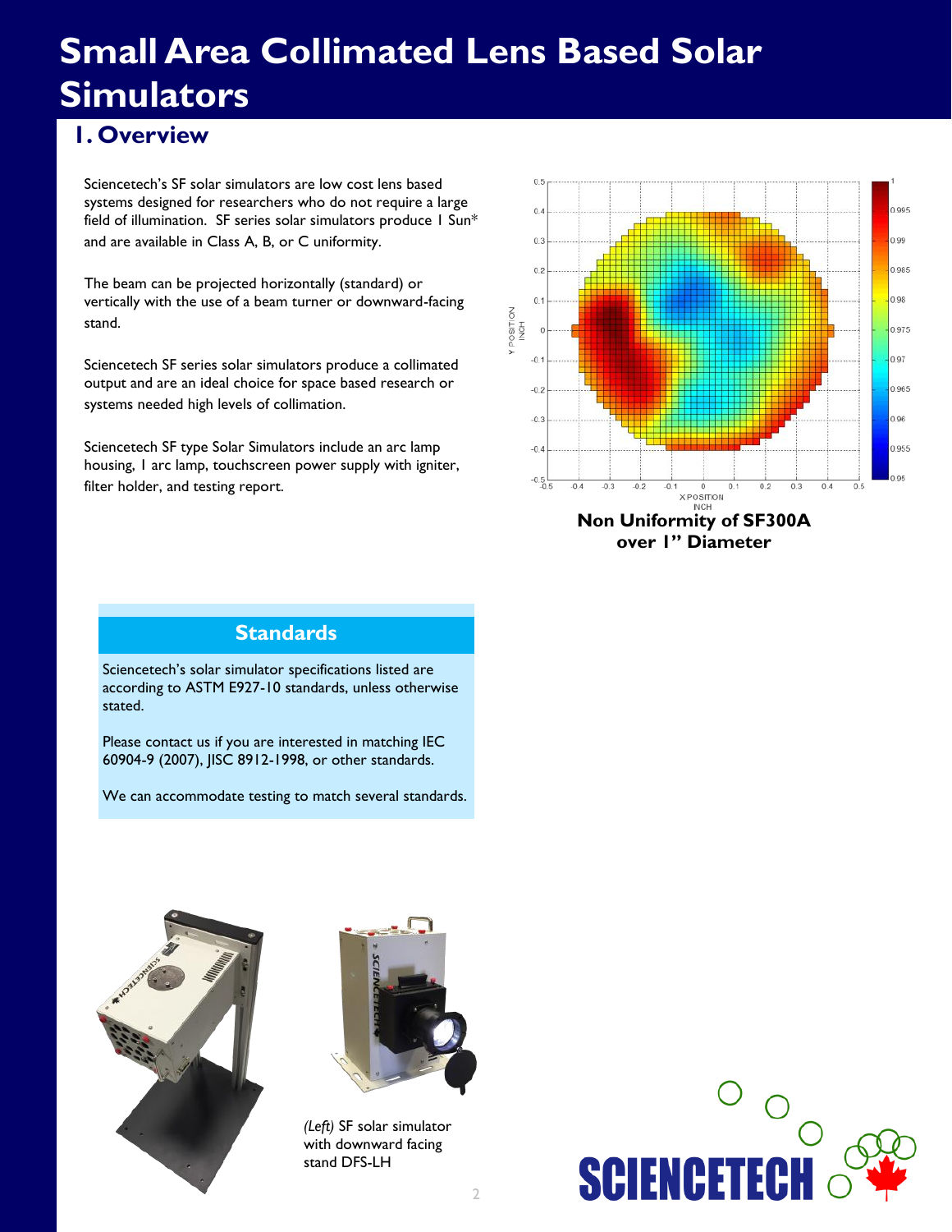# Small Area Collimated Lens Based Solar Simulators

## 1. Overview

Sciencetech's SF solar simulators are low cost lens based systems designed for researchers who do not require a large field of illumination. SF series solar simulators produce 1 Sun* and are available in Class A, B, or C uniformity.

The beam can be projected horizontally (standard) or vertically with the use of a beam turner or downward-facing stand.

Sciencetech SF series solar simulators produce a collimated output and are an ideal choice for space based research or systems needed high levels of collimation.

Sciencetech SF type Solar Simulators include an arc lamp housing, 1 arc lamp, touchscreen power supply with igniter, filter holder, and testing report.

**Non Uniformity of SF300A over 1" Diameter**

### Standards

Sciencetech's solar simulator specifications listed are according to ASTM E927-10 standards, unless otherwise stated.

Please contact us if you are interested in matching IEC 60904-9 (2007), JISC 8912-1998, or other standards.

We can accommodate testing to match several standards.

*(Left)* SF solar simulator with downward facing stand DFS-LH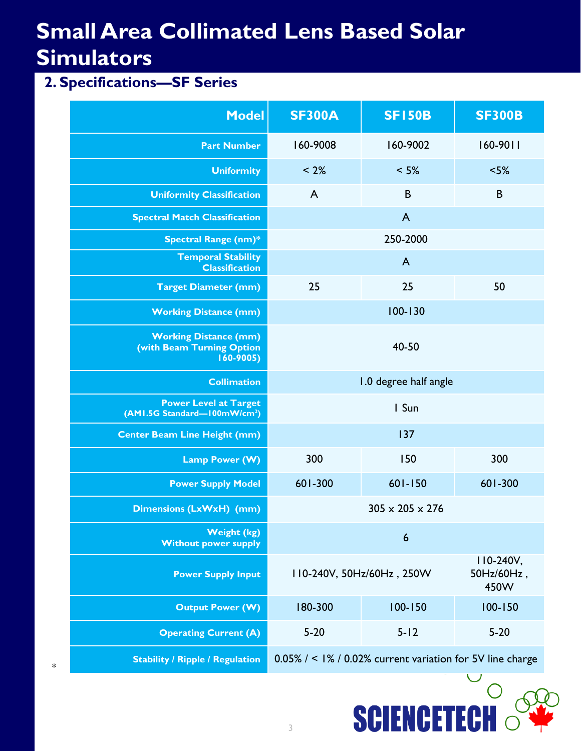# Small Area Collimated Lens Based Solar Simulators

## 2. Specifications—SF Series

| Model | SF300A | SF150B | SF300B |
|---|---|---|---|
| Part Number | 160-9008 | 160-9002 | 160-9011 |
| Uniformity | < 2% | < 5% | <5% |
| Uniformity Classification | A | B | B |
| Spectral Match Classification | A | | |
| Spectral Range (nm)* | 250-2000 | | |
| Temporal Stability Classification | A | | |
| Target Diameter (mm) | 25 | 25 | 50 |
| Working Distance (mm) | 100-130 | | |
| Working Distance (mm) (with Beam Turning Option 160-9005) | 40-50 | | |
| Collimation | 1.0 degree half angle | | |
| Power Level at Target (AM1.5G Standard—100mW/cm²) | 1 Sun | | |
| Center Beam Line Height (mm) | 137 | | |
| Lamp Power (W) | 300 | 150 | 300 |
| Power Supply Model | 601-300 | 601-150 | 601-300 |
| Dimensions (LxWxH) (mm) | 305 x 205 x 276 | | |
| Weight (kg) Without power supply | 6 | | |
| Power Supply Input | 110-240V, 50Hz/60Hz , 250W | | 110-240V, 50Hz/60Hz , 450W |
| Output Power (W) | 180-300 | 100-150 | 100-150 |
| Operating Current (A) | 5-20 | 5-12 | 5-20 |
| Stability / Ripple / Regulation | 0.05% / < 1% / 0.02% current variation for 5V line charge | | |

*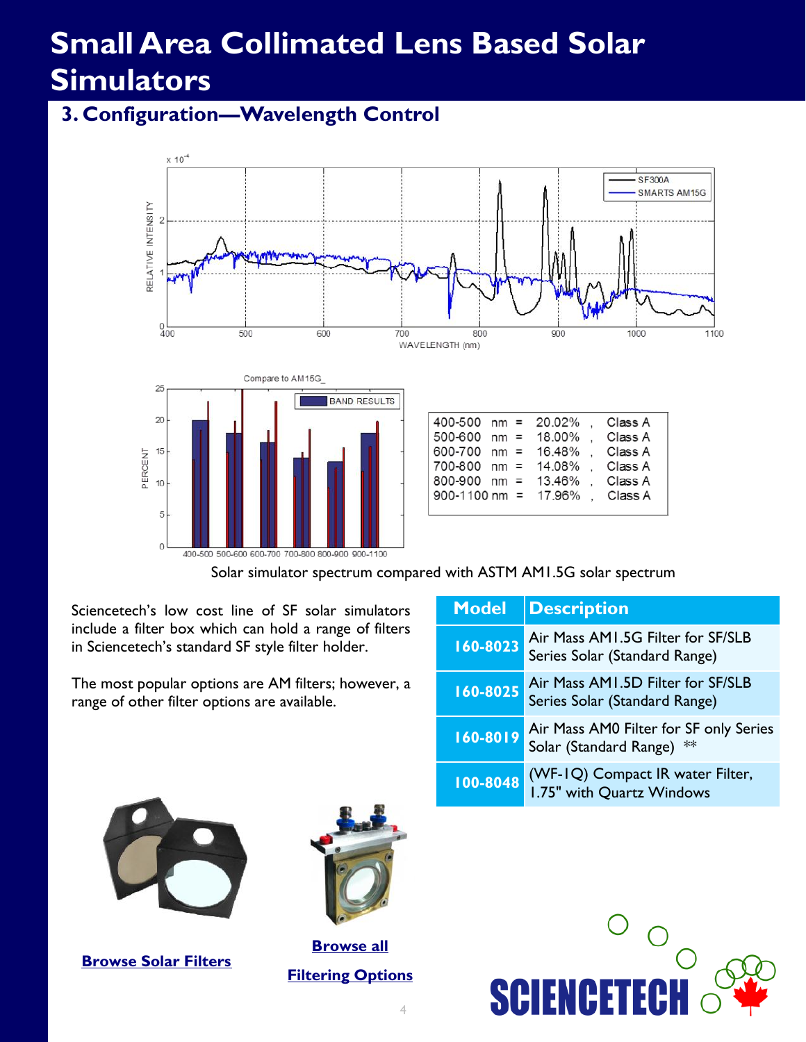# Small Area Collimated Lens Based Solar Simulators

## 3. Configuration—Wavelength Control

| Band | Percent | Class |
|---|---|---|
| 400-500 nm | 20.02% | Class A |
| 500-600 nm | 18.00% | Class A |
| 600-700 nm | 16.48% | Class A |
| 700-800 nm | 14.08% | Class A |
| 800-900 nm | 13.46% | Class A |
| 900-1100 nm | 17.96% | Class A |

Solar simulator spectrum compared with ASTM AM1.5G solar spectrum

Sciencetech's low cost line of SF solar simulators include a filter box which can hold a range of filters in Sciencetech's standard SF style filter holder.

The most popular options are AM filters; however, a range of other filter options are available.

| Model | Description |
|---|---|
| 160-8023 | Air Mass AM1.5G Filter for SF/SLB Series Solar (Standard Range) |
| 160-8025 | Air Mass AM1.5D Filter for SF/SLB Series Solar (Standard Range) |
| 160-8019 | Air Mass AM0 Filter for SF only Series Solar (Standard Range) ** |
| 100-8048 | (WF-1Q) Compact IR water Filter, 1.75" with Quartz Windows |

**Browse Solar Filters**

**Browse all Filtering Options**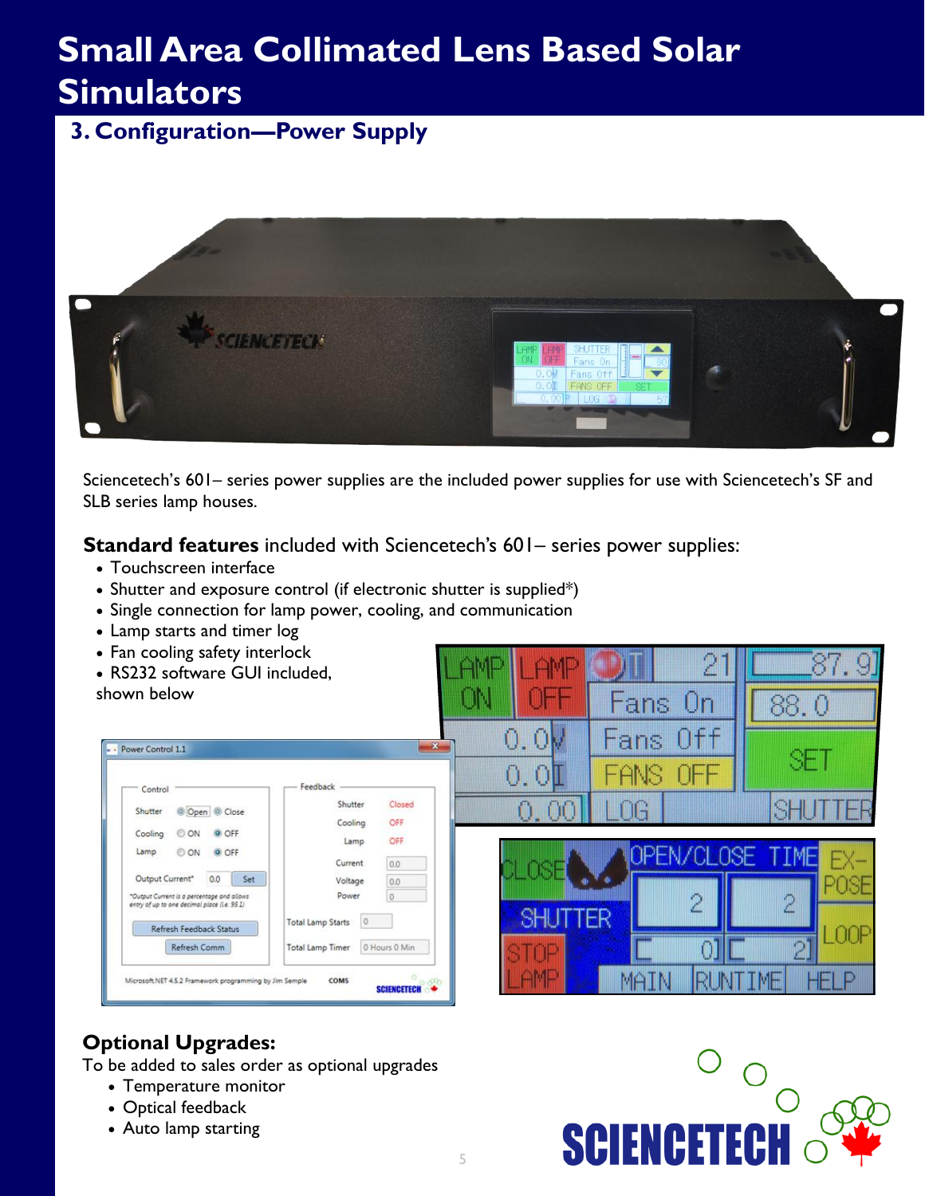# Small Area Collimated Lens Based Solar Simulators

## 3. Configuration—Power Supply

Sciencetech's 601– series power supplies are the included power supplies for use with Sciencetech's SF and SLB series lamp houses.

**Standard features** included with Sciencetech's 601– series power supplies:

- Touchscreen interface
- Shutter and exposure control (if electronic shutter is supplied*)
- Single connection for lamp power, cooling, and communication
- Lamp starts and timer log
- Fan cooling safety interlock
- RS232 software GUI included, shown below

### Optional Upgrades:

To be added to sales order as optional upgrades

- Temperature monitor
- Optical feedback
- Auto lamp starting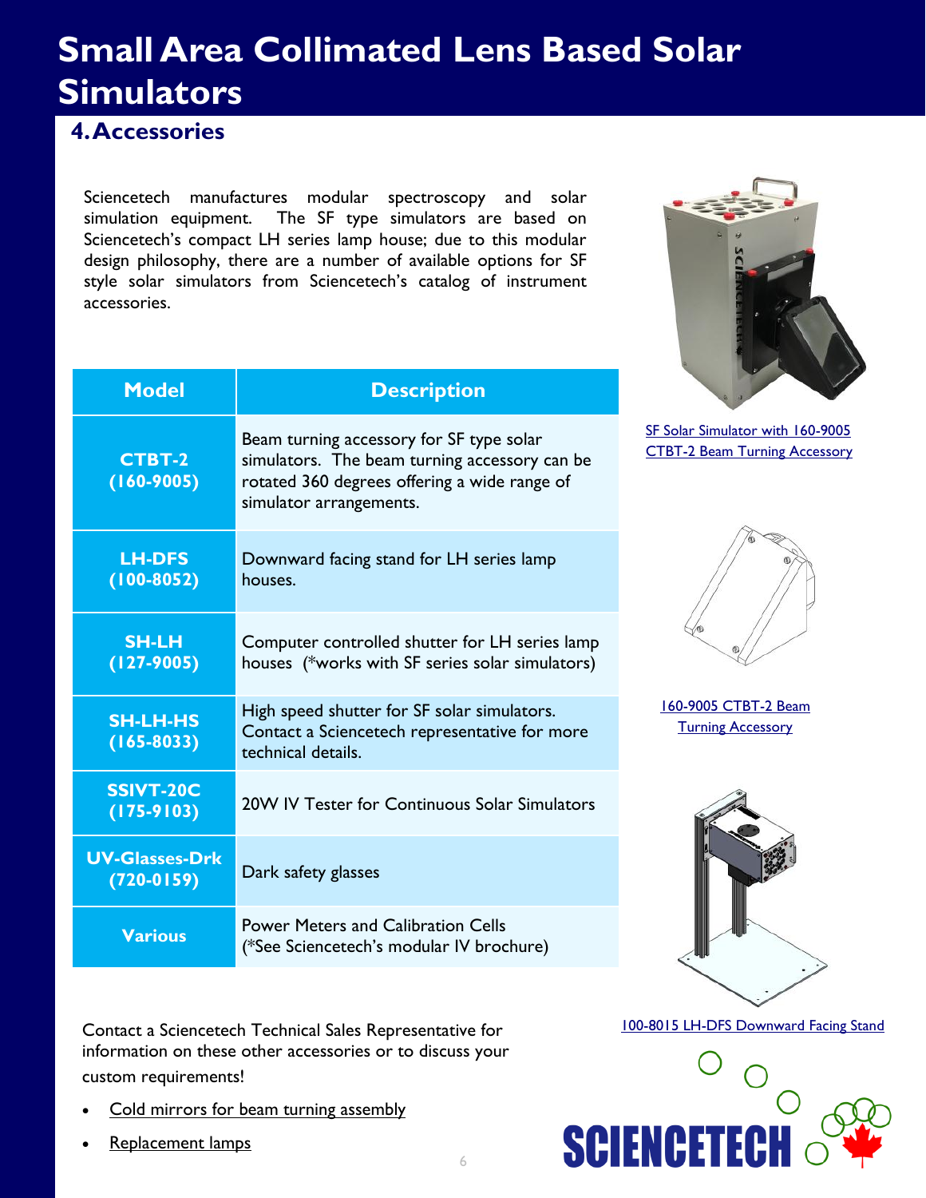# Small Area Collimated Lens Based Solar Simulators

## 4. Accessories

Sciencetech manufactures modular spectroscopy and solar simulation equipment. The SF type simulators are based on Sciencetech's compact LH series lamp house; due to this modular design philosophy, there are a number of available options for SF style solar simulators from Sciencetech's catalog of instrument accessories.

| Model | Description |
| --- | --- |
| **CTBT-2 (160-9005)** | Beam turning accessory for SF type solar simulators. The beam turning accessory can be rotated 360 degrees offering a wide range of simulator arrangements. |
| **LH-DFS (100-8052)** | Downward facing stand for LH series lamp houses. |
| **SH-LH (127-9005)** | Computer controlled shutter for LH series lamp houses (*works with SF series solar simulators) |
| **SH-LH-HS (165-8033)** | High speed shutter for SF solar simulators. Contact a Sciencetech representative for more technical details. |
| **SSIVT-20C (175-9103)** | 20W IV Tester for Continuous Solar Simulators |
| **UV-Glasses-Drk (720-0159)** | Dark safety glasses |
| **Various** | Power Meters and Calibration Cells (*See Sciencetech's modular IV brochure) |

SF Solar Simulator with 160-9005 CTBT-2 Beam Turning Accessory

160-9005 CTBT-2 Beam Turning Accessory

100-8015 LH-DFS Downward Facing Stand

Contact a Sciencetech Technical Sales Representative for information on these other accessories or to discuss your custom requirements!

- Cold mirrors for beam turning assembly
- Replacement lamps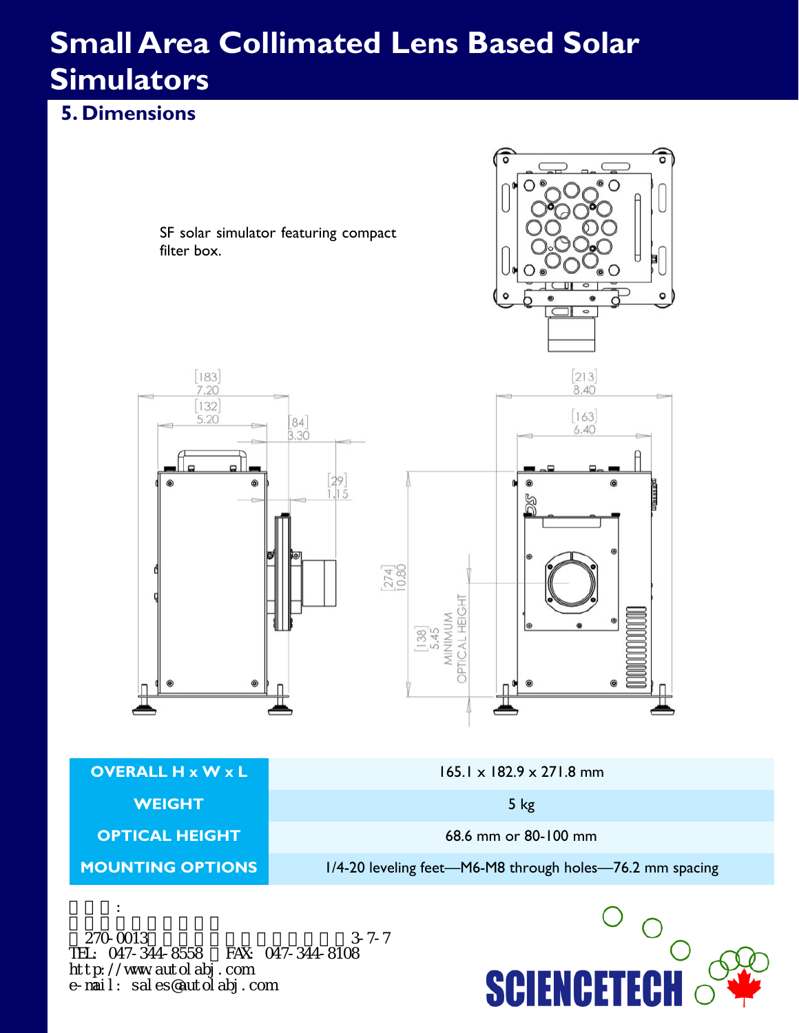# Small Area Collimated Lens Based Solar Simulators

## 5. Dimensions

SF solar simulator featuring compact filter box.

[183]
7.20
[132]
5.20
[84]
3.30
[29]
1.15

[213]
8.40
[163]
6.40

[274]
10.80

[138]
5.45
MINIMUM
OPTICAL HEIGHT

| | |
|---|---|
| OVERALL H x W x L | 165.1 x 182.9 x 271.8 mm |
| WEIGHT | 5 kg |
| OPTICAL HEIGHT | 68.6 mm or 80-100 mm |
| MOUNTING OPTIONS | 1/4-20 leveling feet—M6-M8 through holes—76.2 mm spacing |

TEL: 047-344-8558 FAX: 047-344-8108
http://www.autolabj.com
e-mail: sales@autolabj.com

SCIENCETECH